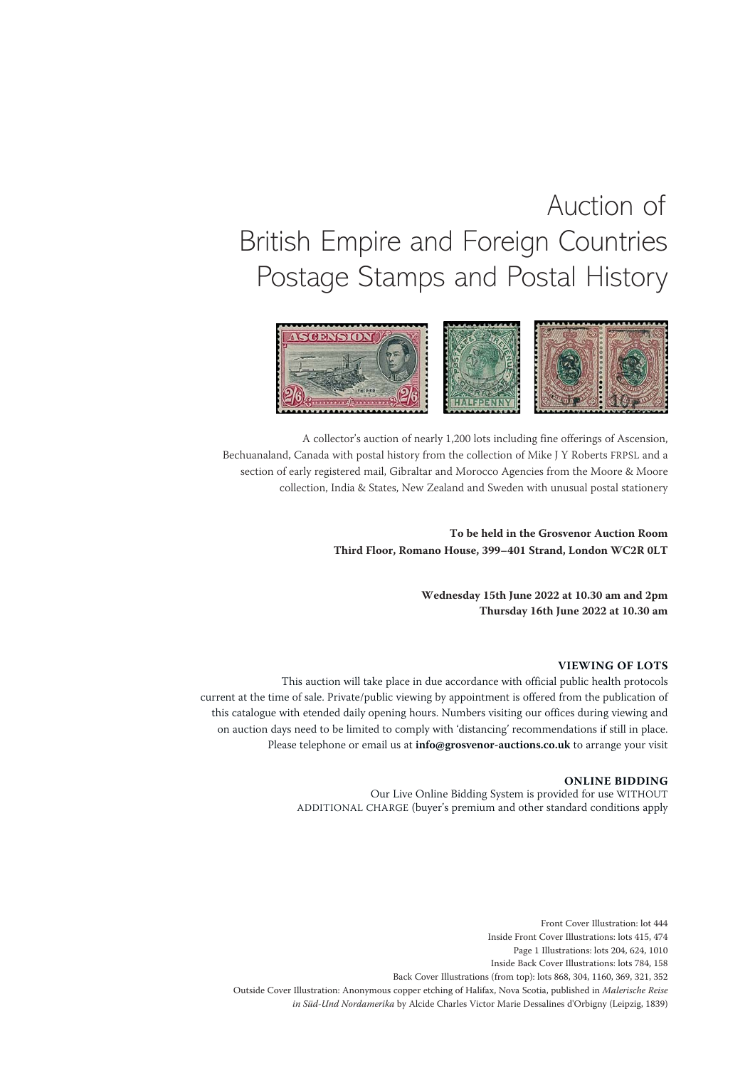# Auction of British Empire and Foreign Countries Postage Stamps and Postal History

A collector's auction of nearly 1,200 lots including fine offerings of Ascension, Bechuanaland, Canada with postal history from the collection of Mike J Y Roberts FRPSL and a section of early registered mail, Gibraltar and Morocco Agencies from the Moore & Moore collection, India & States, New Zealand and Sweden with unusual postal stationery

**To be held in the Grosvenor Auction Room**
**Third Floor, Romano House, 399–401 Strand, London WC2R 0LT**

**Wednesday 15th June 2022 at 10.30 am and 2pm**
**Thursday 16th June 2022 at 10.30 am**

**VIEWING OF LOTS**

This auction will take place in due accordance with official public health protocols current at the time of sale. Private/public viewing by appointment is offered from the publication of this catalogue with etended daily opening hours. Numbers visiting our offices during viewing and on auction days need to be limited to comply with 'distancing' recommendations if still in place. Please telephone or email us at **info@grosvenor-auctions.co.uk** to arrange your visit

**ONLINE BIDDING**

Our Live Online Bidding System is provided for use WITHOUT ADDITIONAL CHARGE (buyer's premium and other standard conditions apply

Front Cover Illustration: lot 444
Inside Front Cover Illustrations: lots 415, 474
Page 1 Illustrations: lots 204, 624, 1010
Inside Back Cover Illustrations: lots 784, 158
Back Cover Illustrations (from top): lots 868, 304, 1160, 369, 321, 352
Outside Cover Illustration: Anonymous copper etching of Halifax, Nova Scotia, published in *Malerische Reise in Süd-Und Nordamerika* by Alcide Charles Victor Marie Dessalines d'Orbigny (Leipzig, 1839)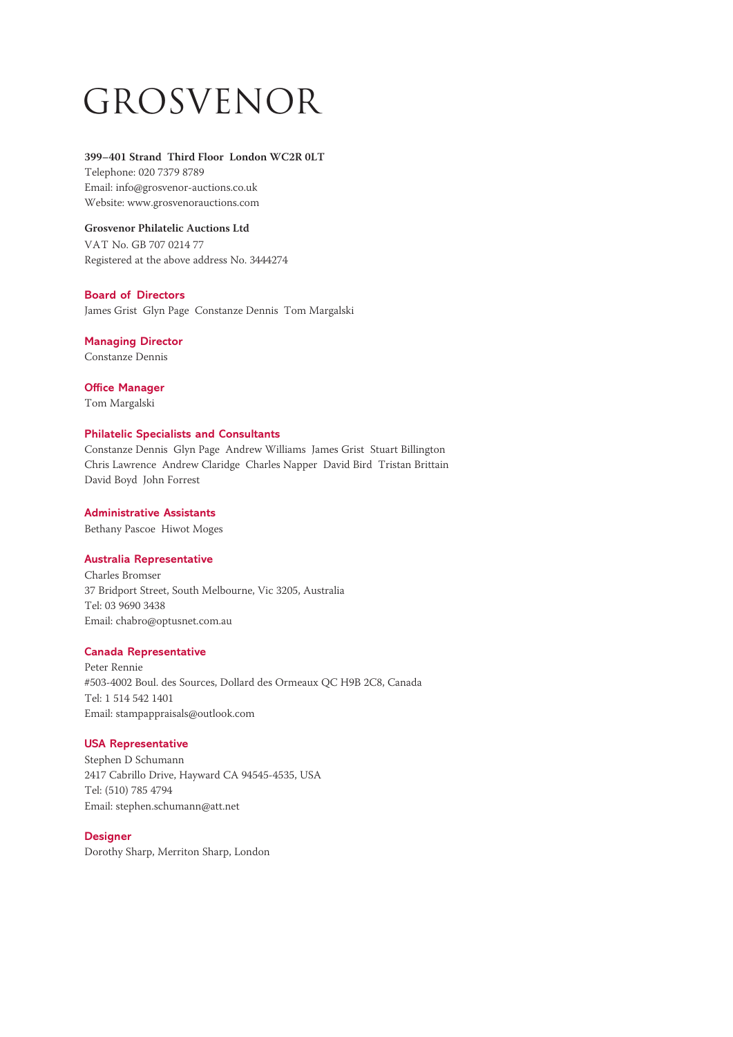# GROSVENOR

**399–401 Strand Third Floor London WC2R 0LT**
Telephone: 020 7379 8789
Email: info@grosvenor-auctions.co.uk
Website: www.grosvenorauctions.com

**Grosvenor Philatelic Auctions Ltd**
VAT No. GB 707 0214 77
Registered at the above address No. 3444274

### Board of Directors
James Grist Glyn Page Constanze Dennis Tom Margalski

### Managing Director
Constanze Dennis

### Office Manager
Tom Margalski

### Philatelic Specialists and Consultants
Constanze Dennis Glyn Page Andrew Williams James Grist Stuart Billington
Chris Lawrence Andrew Claridge Charles Napper David Bird Tristan Brittain
David Boyd John Forrest

### Administrative Assistants
Bethany Pascoe Hiwot Moges

### Australia Representative
Charles Bromser
37 Bridport Street, South Melbourne, Vic 3205, Australia
Tel: 03 9690 3438
Email: chabro@optusnet.com.au

### Canada Representative
Peter Rennie
#503-4002 Boul. des Sources, Dollard des Ormeaux QC H9B 2C8, Canada
Tel: 1 514 542 1401
Email: stampappraisals@outlook.com

### USA Representative
Stephen D Schumann
2417 Cabrillo Drive, Hayward CA 94545-4535, USA
Tel: (510) 785 4794
Email: stephen.schumann@att.net

### Designer
Dorothy Sharp, Merriton Sharp, London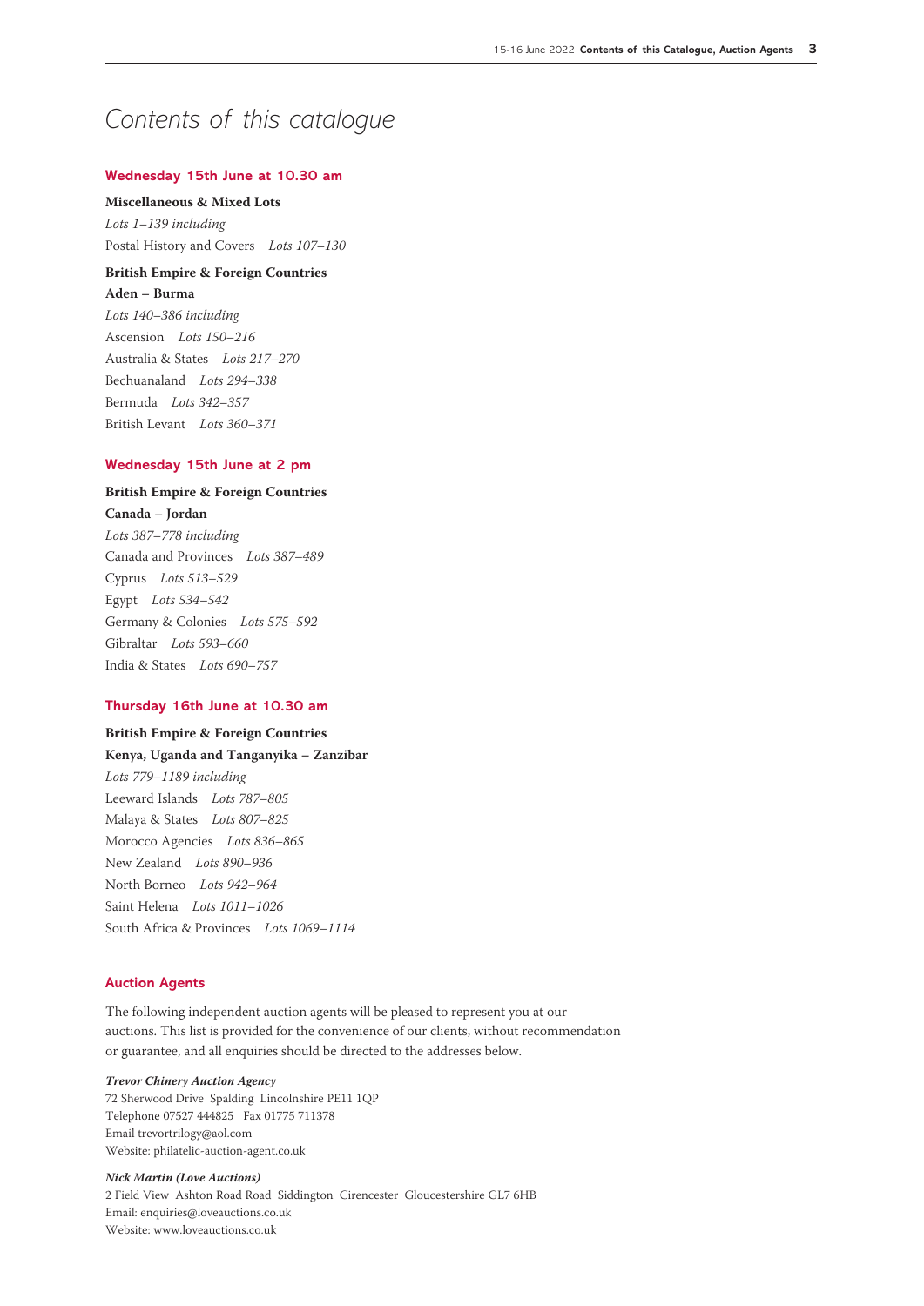# Contents of this catalogue

## Wednesday 15th June at 10.30 am

**Miscellaneous & Mixed Lots**

*Lots 1–139 including*

Postal History and Covers *Lots 107–130*

**British Empire & Foreign Countries**

**Aden – Burma**

*Lots 140–386 including*

Ascension *Lots 150–216*

Australia & States *Lots 217–270*

Bechuanaland *Lots 294–338*

Bermuda *Lots 342–357*

British Levant *Lots 360–371*

## Wednesday 15th June at 2 pm

**British Empire & Foreign Countries**

**Canada – Jordan**

*Lots 387–778 including*

Canada and Provinces *Lots 387–489*

Cyprus *Lots 513–529*

Egypt *Lots 534–542*

Germany & Colonies *Lots 575–592*

Gibraltar *Lots 593–660*

India & States *Lots 690–757*

## Thursday 16th June at 10.30 am

**British Empire & Foreign Countries**

**Kenya, Uganda and Tanganyika – Zanzibar**

*Lots 779–1189 including*

Leeward Islands *Lots 787–805*

Malaya & States *Lots 807–825*

Morocco Agencies *Lots 836–865*

New Zealand *Lots 890–936*

North Borneo *Lots 942–964*

Saint Helena *Lots 1011–1026*

South Africa & Provinces *Lots 1069–1114*

## Auction Agents

The following independent auction agents will be pleased to represent you at our auctions. This list is provided for the convenience of our clients, without recommendation or guarantee, and all enquiries should be directed to the addresses below.

***Trevor Chinery Auction Agency***
72 Sherwood Drive Spalding Lincolnshire PE11 1QP
Telephone 07527 444825 Fax 01775 711378
Email trevortrilogy@aol.com
Website: philatelic-auction-agent.co.uk

***Nick Martin (Love Auctions)***
2 Field View Ashton Road Road Siddington Cirencester Gloucestershire GL7 6HB
Email: enquiries@loveauctions.co.uk
Website: www.loveauctions.co.uk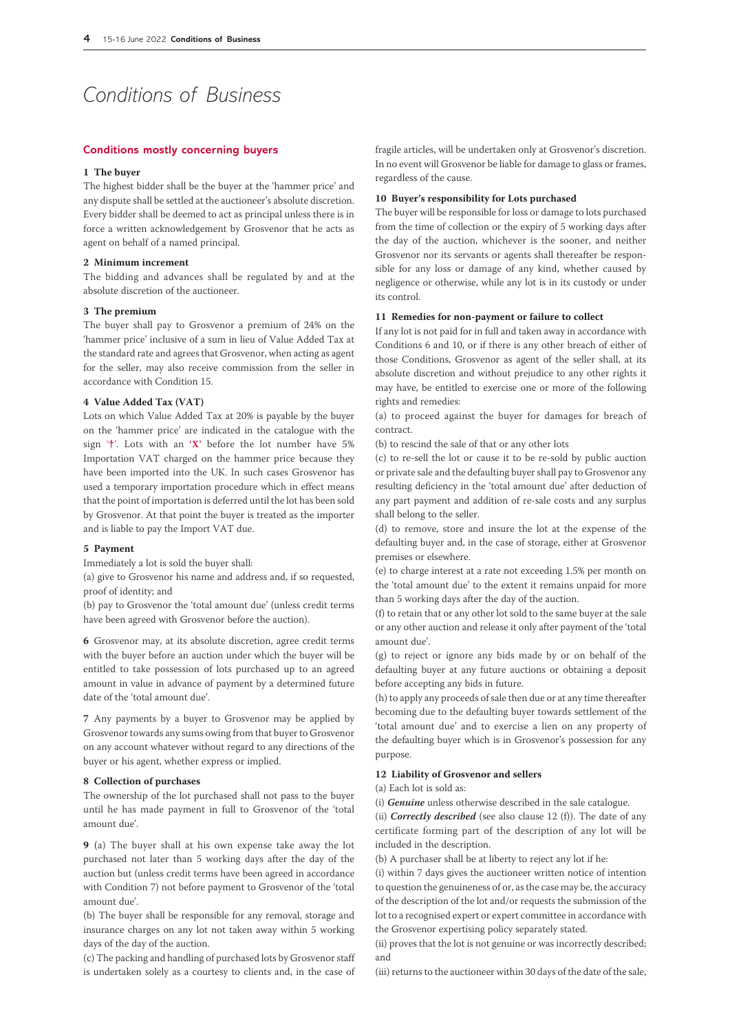# Conditions of Business

## Conditions mostly concerning buyers

### 1 The buyer

The highest bidder shall be the buyer at the 'hammer price' and any dispute shall be settled at the auctioneer's absolute discretion. Every bidder shall be deemed to act as principal unless there is in force a written acknowledgement by Grosvenor that he acts as agent on behalf of a named principal.

### 2 Minimum increment

The bidding and advances shall be regulated by and at the absolute discretion of the auctioneer.

### 3 The premium

The buyer shall pay to Grosvenor a premium of 24% on the 'hammer price' inclusive of a sum in lieu of Value Added Tax at the standard rate and agrees that Grosvenor, when acting as agent for the seller, may also receive commission from the seller in accordance with Condition 15.

### 4 Value Added Tax (VAT)

Lots on which Value Added Tax at 20% is payable by the buyer on the 'hammer price' are indicated in the catalogue with the sign '†'. Lots with an 'X' before the lot number have 5% Importation VAT charged on the hammer price because they have been imported into the UK. In such cases Grosvenor has used a temporary importation procedure which in effect means that the point of importation is deferred until the lot has been sold by Grosvenor. At that point the buyer is treated as the importer and is liable to pay the Import VAT due.

### 5 Payment

Immediately a lot is sold the buyer shall:

(a) give to Grosvenor his name and address and, if so requested, proof of identity; and

(b) pay to Grosvenor the 'total amount due' (unless credit terms have been agreed with Grosvenor before the auction).

**6** Grosvenor may, at its absolute discretion, agree credit terms with the buyer before an auction under which the buyer will be entitled to take possession of lots purchased up to an agreed amount in value in advance of payment by a determined future date of the 'total amount due'.

**7** Any payments by a buyer to Grosvenor may be applied by Grosvenor towards any sums owing from that buyer to Grosvenor on any account whatever without regard to any directions of the buyer or his agent, whether express or implied.

### 8 Collection of purchases

The ownership of the lot purchased shall not pass to the buyer until he has made payment in full to Grosvenor of the 'total amount due'.

**9** (a) The buyer shall at his own expense take away the lot purchased not later than 5 working days after the day of the auction but (unless credit terms have been agreed in accordance with Condition 7) not before payment to Grosvenor of the 'total amount due'.

(b) The buyer shall be responsible for any removal, storage and insurance charges on any lot not taken away within 5 working days of the day of the auction.

(c) The packing and handling of purchased lots by Grosvenor staff is undertaken solely as a courtesy to clients and, in the case of fragile articles, will be undertaken only at Grosvenor's discretion. In no event will Grosvenor be liable for damage to glass or frames, regardless of the cause.

### 10 Buyer's responsibility for Lots purchased

The buyer will be responsible for loss or damage to lots purchased from the time of collection or the expiry of 5 working days after the day of the auction, whichever is the sooner, and neither Grosvenor nor its servants or agents shall thereafter be responsible for any loss or damage of any kind, whether caused by negligence or otherwise, while any lot is in its custody or under its control.

### 11 Remedies for non-payment or failure to collect

If any lot is not paid for in full and taken away in accordance with Conditions 6 and 10, or if there is any other breach of either of those Conditions, Grosvenor as agent of the seller shall, at its absolute discretion and without prejudice to any other rights it may have, be entitled to exercise one or more of the following rights and remedies:

(a) to proceed against the buyer for damages for breach of contract.

(b) to rescind the sale of that or any other lots

(c) to re-sell the lot or cause it to be re-sold by public auction or private sale and the defaulting buyer shall pay to Grosvenor any resulting deficiency in the 'total amount due' after deduction of any part payment and addition of re-sale costs and any surplus shall belong to the seller.

(d) to remove, store and insure the lot at the expense of the defaulting buyer and, in the case of storage, either at Grosvenor premises or elsewhere.

(e) to charge interest at a rate not exceeding 1.5% per month on the 'total amount due' to the extent it remains unpaid for more than 5 working days after the day of the auction.

(f) to retain that or any other lot sold to the same buyer at the sale or any other auction and release it only after payment of the 'total amount due'.

(g) to reject or ignore any bids made by or on behalf of the defaulting buyer at any future auctions or obtaining a deposit before accepting any bids in future.

(h) to apply any proceeds of sale then due or at any time thereafter becoming due to the defaulting buyer towards settlement of the 'total amount due' and to exercise a lien on any property of the defaulting buyer which is in Grosvenor's possession for any purpose.

### 12 Liability of Grosvenor and sellers

(a) Each lot is sold as:

(i) ***Genuine*** unless otherwise described in the sale catalogue.

(ii) ***Correctly described*** (see also clause 12 (f)). The date of any certificate forming part of the description of any lot will be included in the description.

(b) A purchaser shall be at liberty to reject any lot if he:

(i) within 7 days gives the auctioneer written notice of intention to question the genuineness of or, as the case may be, the accuracy of the description of the lot and/or requests the submission of the lot to a recognised expert or expert committee in accordance with the Grosvenor expertising policy separately stated.

(ii) proves that the lot is not genuine or was incorrectly described; and

(iii) returns to the auctioneer within 30 days of the date of the sale,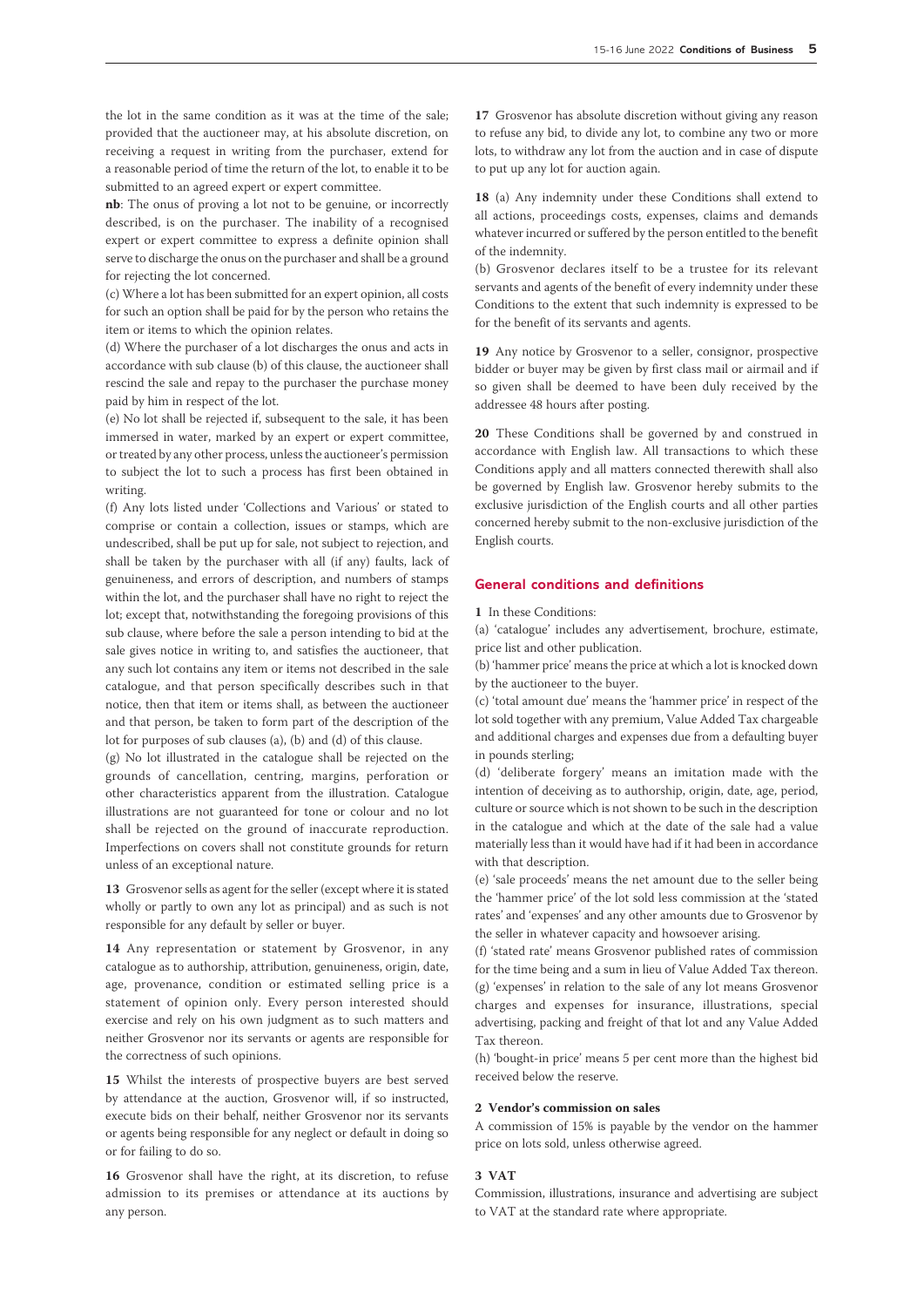the lot in the same condition as it was at the time of the sale; provided that the auctioneer may, at his absolute discretion, on receiving a request in writing from the purchaser, extend for a reasonable period of time the return of the lot, to enable it to be submitted to an agreed expert or expert committee.

**nb**: The onus of proving a lot not to be genuine, or incorrectly described, is on the purchaser. The inability of a recognised expert or expert committee to express a definite opinion shall serve to discharge the onus on the purchaser and shall be a ground for rejecting the lot concerned.

(c) Where a lot has been submitted for an expert opinion, all costs for such an option shall be paid for by the person who retains the item or items to which the opinion relates.

(d) Where the purchaser of a lot discharges the onus and acts in accordance with sub clause (b) of this clause, the auctioneer shall rescind the sale and repay to the purchaser the purchase money paid by him in respect of the lot.

(e) No lot shall be rejected if, subsequent to the sale, it has been immersed in water, marked by an expert or expert committee, or treated by any other process, unless the auctioneer's permission to subject the lot to such a process has first been obtained in writing.

(f) Any lots listed under 'Collections and Various' or stated to comprise or contain a collection, issues or stamps, which are undescribed, shall be put up for sale, not subject to rejection, and shall be taken by the purchaser with all (if any) faults, lack of genuineness, and errors of description, and numbers of stamps within the lot, and the purchaser shall have no right to reject the lot; except that, notwithstanding the foregoing provisions of this sub clause, where before the sale a person intending to bid at the sale gives notice in writing to, and satisfies the auctioneer, that any such lot contains any item or items not described in the sale catalogue, and that person specifically describes such in that notice, then that item or items shall, as between the auctioneer and that person, be taken to form part of the description of the lot for purposes of sub clauses (a), (b) and (d) of this clause.

(g) No lot illustrated in the catalogue shall be rejected on the grounds of cancellation, centring, margins, perforation or other characteristics apparent from the illustration. Catalogue illustrations are not guaranteed for tone or colour and no lot shall be rejected on the ground of inaccurate reproduction. Imperfections on covers shall not constitute grounds for return unless of an exceptional nature.

**13** Grosvenor sells as agent for the seller (except where it is stated wholly or partly to own any lot as principal) and as such is not responsible for any default by seller or buyer.

**14** Any representation or statement by Grosvenor, in any catalogue as to authorship, attribution, genuineness, origin, date, age, provenance, condition or estimated selling price is a statement of opinion only. Every person interested should exercise and rely on his own judgment as to such matters and neither Grosvenor nor its servants or agents are responsible for the correctness of such opinions.

**15** Whilst the interests of prospective buyers are best served by attendance at the auction, Grosvenor will, if so instructed, execute bids on their behalf, neither Grosvenor nor its servants or agents being responsible for any neglect or default in doing so or for failing to do so.

**16** Grosvenor shall have the right, at its discretion, to refuse admission to its premises or attendance at its auctions by any person.

**17** Grosvenor has absolute discretion without giving any reason to refuse any bid, to divide any lot, to combine any two or more lots, to withdraw any lot from the auction and in case of dispute to put up any lot for auction again.

**18** (a) Any indemnity under these Conditions shall extend to all actions, proceedings costs, expenses, claims and demands whatever incurred or suffered by the person entitled to the benefit of the indemnity.

(b) Grosvenor declares itself to be a trustee for its relevant servants and agents of the benefit of every indemnity under these Conditions to the extent that such indemnity is expressed to be for the benefit of its servants and agents.

**19** Any notice by Grosvenor to a seller, consignor, prospective bidder or buyer may be given by first class mail or airmail and if so given shall be deemed to have been duly received by the addressee 48 hours after posting.

**20** These Conditions shall be governed by and construed in accordance with English law. All transactions to which these Conditions apply and all matters connected therewith shall also be governed by English law. Grosvenor hereby submits to the exclusive jurisdiction of the English courts and all other parties concerned hereby submit to the non-exclusive jurisdiction of the English courts.

## General conditions and definitions

**1** In these Conditions:

(a) 'catalogue' includes any advertisement, brochure, estimate, price list and other publication.

(b) 'hammer price' means the price at which a lot is knocked down by the auctioneer to the buyer.

(c) 'total amount due' means the 'hammer price' in respect of the lot sold together with any premium, Value Added Tax chargeable and additional charges and expenses due from a defaulting buyer in pounds sterling;

(d) 'deliberate forgery' means an imitation made with the intention of deceiving as to authorship, origin, date, age, period, culture or source which is not shown to be such in the description in the catalogue and which at the date of the sale had a value materially less than it would have had if it had been in accordance with that description.

(e) 'sale proceeds' means the net amount due to the seller being the 'hammer price' of the lot sold less commission at the 'stated rates' and 'expenses' and any other amounts due to Grosvenor by the seller in whatever capacity and howsoever arising.

(f) 'stated rate' means Grosvenor published rates of commission for the time being and a sum in lieu of Value Added Tax thereon.

(g) 'expenses' in relation to the sale of any lot means Grosvenor charges and expenses for insurance, illustrations, special advertising, packing and freight of that lot and any Value Added Tax thereon.

(h) 'bought-in price' means 5 per cent more than the highest bid received below the reserve.

### 2 Vendor's commission on sales

A commission of 15% is payable by the vendor on the hammer price on lots sold, unless otherwise agreed.

### 3 VAT

Commission, illustrations, insurance and advertising are subject to VAT at the standard rate where appropriate.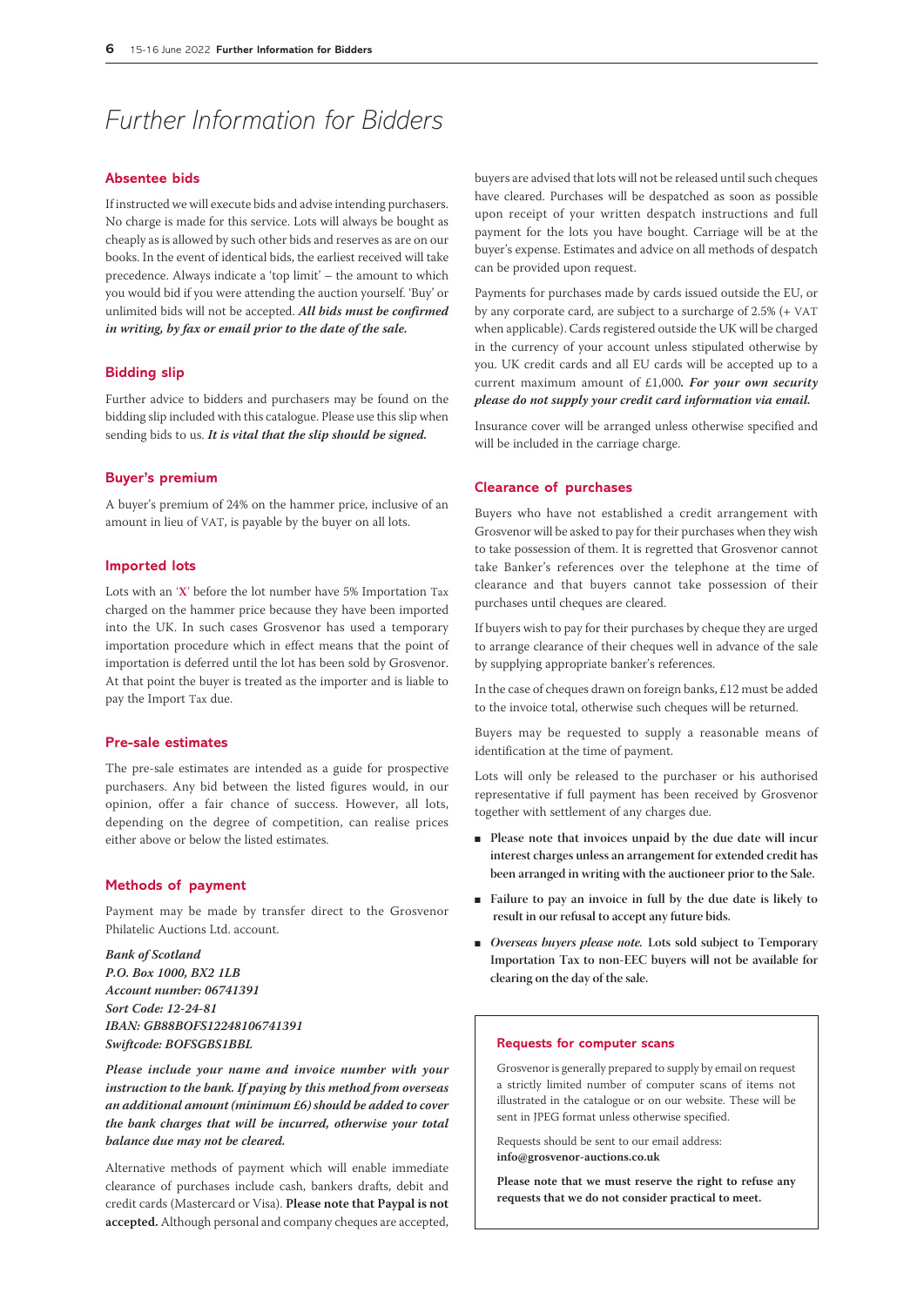# Further Information for Bidders

## Absentee bids

If instructed we will execute bids and advise intending purchasers. No charge is made for this service. Lots will always be bought as cheaply as is allowed by such other bids and reserves as are on our books. In the event of identical bids, the earliest received will take precedence. Always indicate a 'top limit' – the amount to which you would bid if you were attending the auction yourself. 'Buy' or unlimited bids will not be accepted. ***All bids must be confirmed in writing, by fax or email prior to the date of the sale.***

## Bidding slip

Further advice to bidders and purchasers may be found on the bidding slip included with this catalogue. Please use this slip when sending bids to us. ***It is vital that the slip should be signed.***

## Buyer's premium

A buyer's premium of 24% on the hammer price, inclusive of an amount in lieu of VAT, is payable by the buyer on all lots.

## Imported lots

Lots with an 'X' before the lot number have 5% Importation Tax charged on the hammer price because they have been imported into the UK. In such cases Grosvenor has used a temporary importation procedure which in effect means that the point of importation is deferred until the lot has been sold by Grosvenor. At that point the buyer is treated as the importer and is liable to pay the Import Tax due.

## Pre-sale estimates

The pre-sale estimates are intended as a guide for prospective purchasers. Any bid between the listed figures would, in our opinion, offer a fair chance of success. However, all lots, depending on the degree of competition, can realise prices either above or below the listed estimates.

## Methods of payment

Payment may be made by transfer direct to the Grosvenor Philatelic Auctions Ltd. account.

***Bank of Scotland***
***P.O. Box 1000, BX2 1LB***
***Account number: 06741391***
***Sort Code: 12-24-81***
***IBAN: GB88BOFS12248106741391***
***Swiftcode: BOFSGBS1BBL***

***Please include your name and invoice number with your instruction to the bank. If paying by this method from overseas an additional amount (minimum £6) should be added to cover the bank charges that will be incurred, otherwise your total balance due may not be cleared.***

Alternative methods of payment which will enable immediate clearance of purchases include cash, bankers drafts, debit and credit cards (Mastercard or Visa). **Please note that Paypal is not accepted.** Although personal and company cheques are accepted, buyers are advised that lots will not be released until such cheques have cleared. Purchases will be despatched as soon as possible upon receipt of your written despatch instructions and full payment for the lots you have bought. Carriage will be at the buyer's expense. Estimates and advice on all methods of despatch can be provided upon request.

Payments for purchases made by cards issued outside the EU, or by any corporate card, are subject to a surcharge of 2.5% (+ VAT when applicable). Cards registered outside the UK will be charged in the currency of your account unless stipulated otherwise by you. UK credit cards and all EU cards will be accepted up to a current maximum amount of £1,000. ***For your own security please do not supply your credit card information via email.***

Insurance cover will be arranged unless otherwise specified and will be included in the carriage charge.

## Clearance of purchases

Buyers who have not established a credit arrangement with Grosvenor will be asked to pay for their purchases when they wish to take possession of them. It is regretted that Grosvenor cannot take Banker's references over the telephone at the time of clearance and that buyers cannot take possession of their purchases until cheques are cleared.

If buyers wish to pay for their purchases by cheque they are urged to arrange clearance of their cheques well in advance of the sale by supplying appropriate banker's references.

In the case of cheques drawn on foreign banks, £12 must be added to the invoice total, otherwise such cheques will be returned.

Buyers may be requested to supply a reasonable means of identification at the time of payment.

Lots will only be released to the purchaser or his authorised representative if full payment has been received by Grosvenor together with settlement of any charges due.

- **Please note that invoices unpaid by the due date will incur interest charges unless an arrangement for extended credit has been arranged in writing with the auctioneer prior to the Sale.**
- **Failure to pay an invoice in full by the due date is likely to result in our refusal to accept any future bids.**
- ***Overseas buyers please note.*** **Lots sold subject to Temporary Importation Tax to non-EEC buyers will not be available for clearing on the day of the sale.**

## Requests for computer scans

Grosvenor is generally prepared to supply by email on request a strictly limited number of computer scans of items not illustrated in the catalogue or on our website. These will be sent in JPEG format unless otherwise specified.

Requests should be sent to our email address:
**info@grosvenor-auctions.co.uk**

**Please note that we must reserve the right to refuse any requests that we do not consider practical to meet.**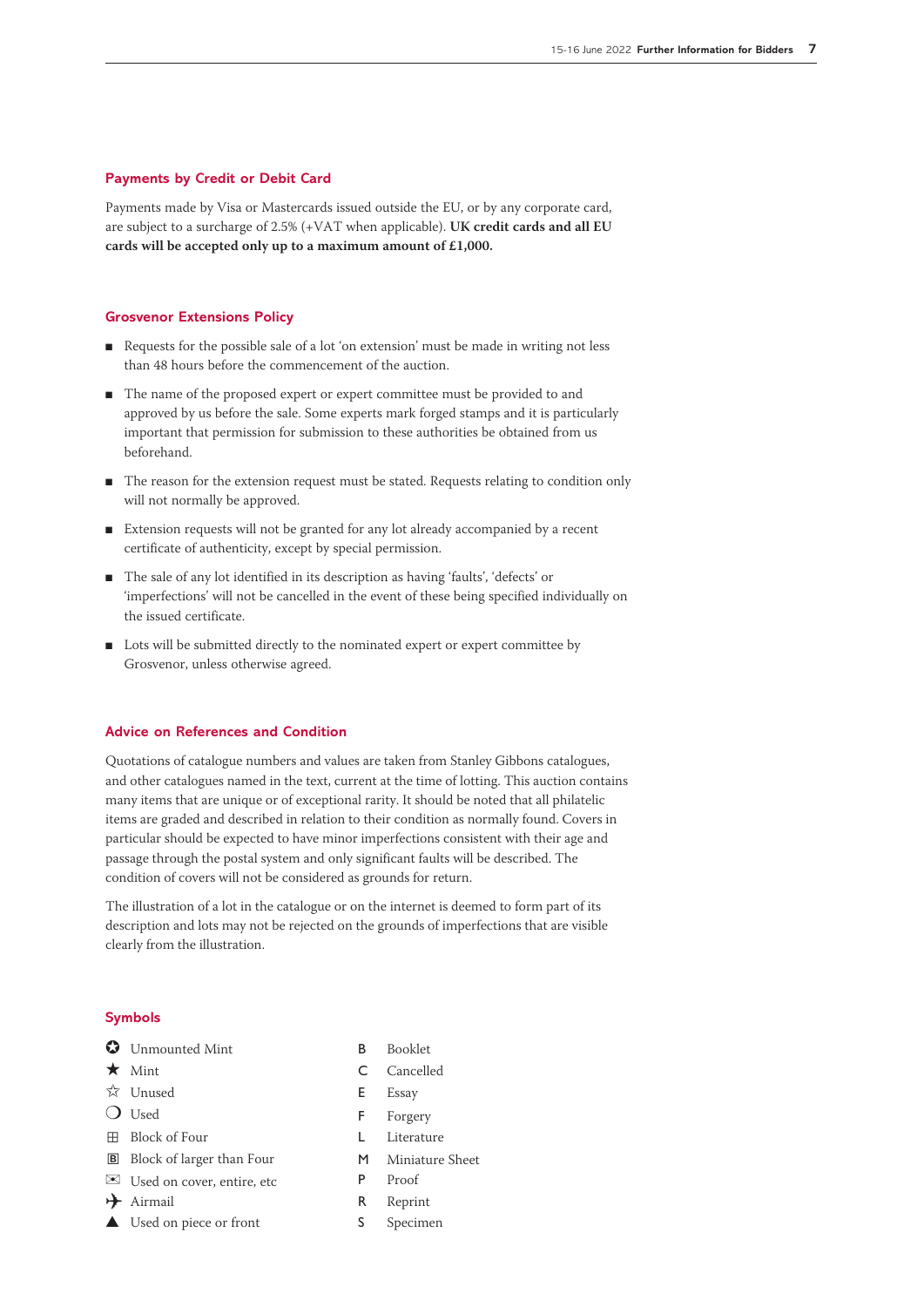## Payments by Credit or Debit Card

Payments made by Visa or Mastercards issued outside the EU, or by any corporate card, are subject to a surcharge of 2.5% (+VAT when applicable). **UK credit cards and all EU cards will be accepted only up to a maximum amount of £1,000.**

## Grosvenor Extensions Policy

- Requests for the possible sale of a lot 'on extension' must be made in writing not less than 48 hours before the commencement of the auction.
- The name of the proposed expert or expert committee must be provided to and approved by us before the sale. Some experts mark forged stamps and it is particularly important that permission for submission to these authorities be obtained from us beforehand.
- The reason for the extension request must be stated. Requests relating to condition only will not normally be approved.
- Extension requests will not be granted for any lot already accompanied by a recent certificate of authenticity, except by special permission.
- The sale of any lot identified in its description as having 'faults', 'defects' or 'imperfections' will not be cancelled in the event of these being specified individually on the issued certificate.
- Lots will be submitted directly to the nominated expert or expert committee by Grosvenor, unless otherwise agreed.

## Advice on References and Condition

Quotations of catalogue numbers and values are taken from Stanley Gibbons catalogues, and other catalogues named in the text, current at the time of lotting. This auction contains many items that are unique or of exceptional rarity. It should be noted that all philatelic items are graded and described in relation to their condition as normally found. Covers in particular should be expected to have minor imperfections consistent with their age and passage through the postal system and only significant faults will be described. The condition of covers will not be considered as grounds for return.

The illustration of a lot in the catalogue or on the internet is deemed to form part of its description and lots may not be rejected on the grounds of imperfections that are visible clearly from the illustration.

## Symbols

| Symbol | Meaning | Symbol | Meaning |
|---|---|---|---|
| ✪ | Unmounted Mint | B | Booklet |
| ★ | Mint | C | Cancelled |
| ☆ | Unused | E | Essay |
| ❍ | Used | F | Forgery |
| ⊞ | Block of Four | L | Literature |
| 🄱 | Block of larger than Four | M | Miniature Sheet |
| ✉ | Used on cover, entire, etc | P | Proof |
| ✈ | Airmail | R | Reprint |
| ▲ | Used on piece or front | S | Specimen |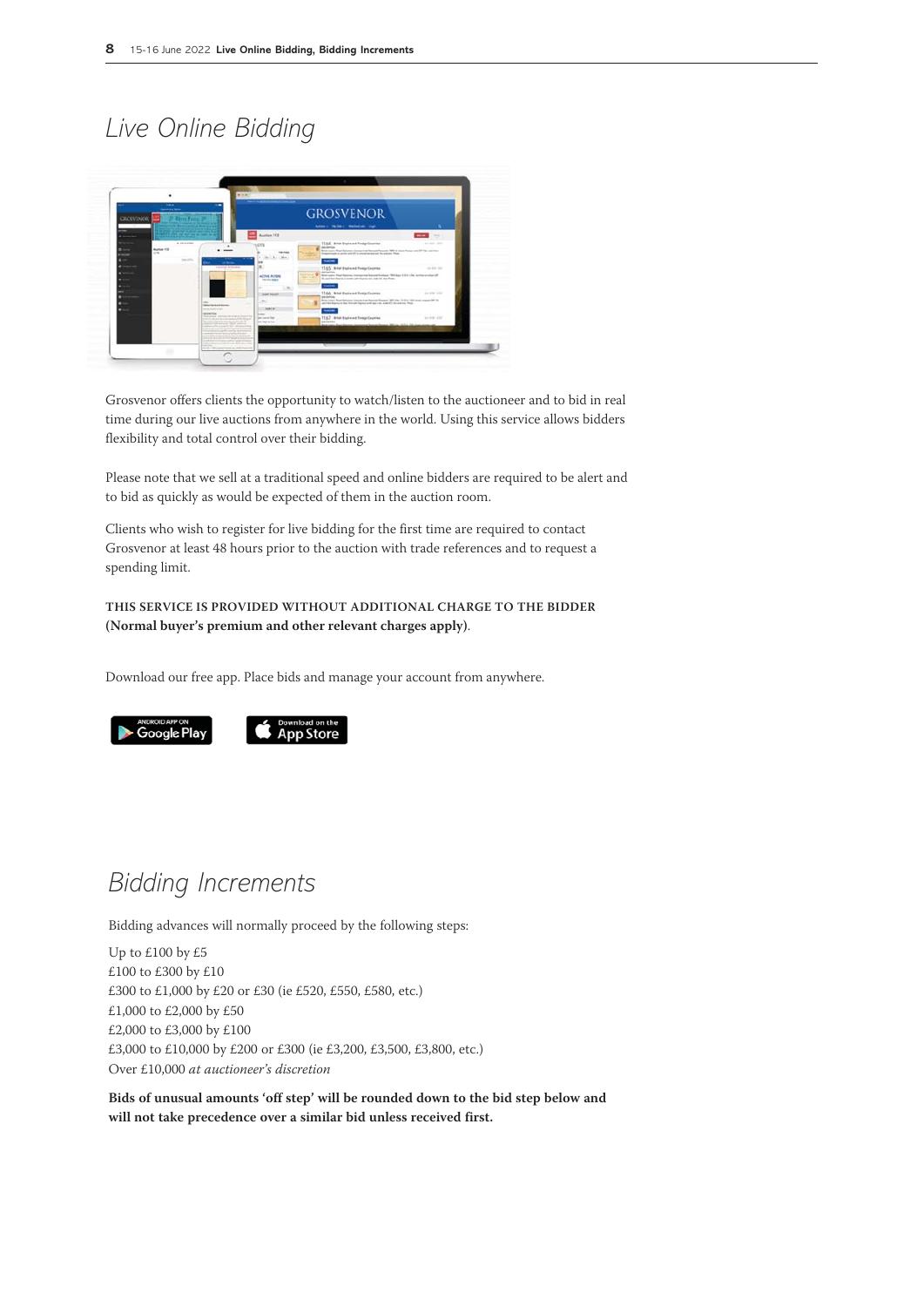# Live Online Bidding

Grosvenor offers clients the opportunity to watch/listen to the auctioneer and to bid in real time during our live auctions from anywhere in the world. Using this service allows bidders flexibility and total control over their bidding.

Please note that we sell at a traditional speed and online bidders are required to be alert and to bid as quickly as would be expected of them in the auction room.

Clients who wish to register for live bidding for the first time are required to contact Grosvenor at least 48 hours prior to the auction with trade references and to request a spending limit.

**THIS SERVICE IS PROVIDED WITHOUT ADDITIONAL CHARGE TO THE BIDDER (Normal buyer's premium and other relevant charges apply)**.

Download our free app. Place bids and manage your account from anywhere.

ANDROID APP ON Google Play

Download on the App Store

# Bidding Increments

Bidding advances will normally proceed by the following steps:

Up to £100 by £5
£100 to £300 by £10
£300 to £1,000 by £20 or £30 (ie £520, £550, £580, etc.)
£1,000 to £2,000 by £50
£2,000 to £3,000 by £100
£3,000 to £10,000 by £200 or £300 (ie £3,200, £3,500, £3,800, etc.)
Over £10,000 *at auctioneer's discretion*

**Bids of unusual amounts 'off step' will be rounded down to the bid step below and will not take precedence over a similar bid unless received first.**